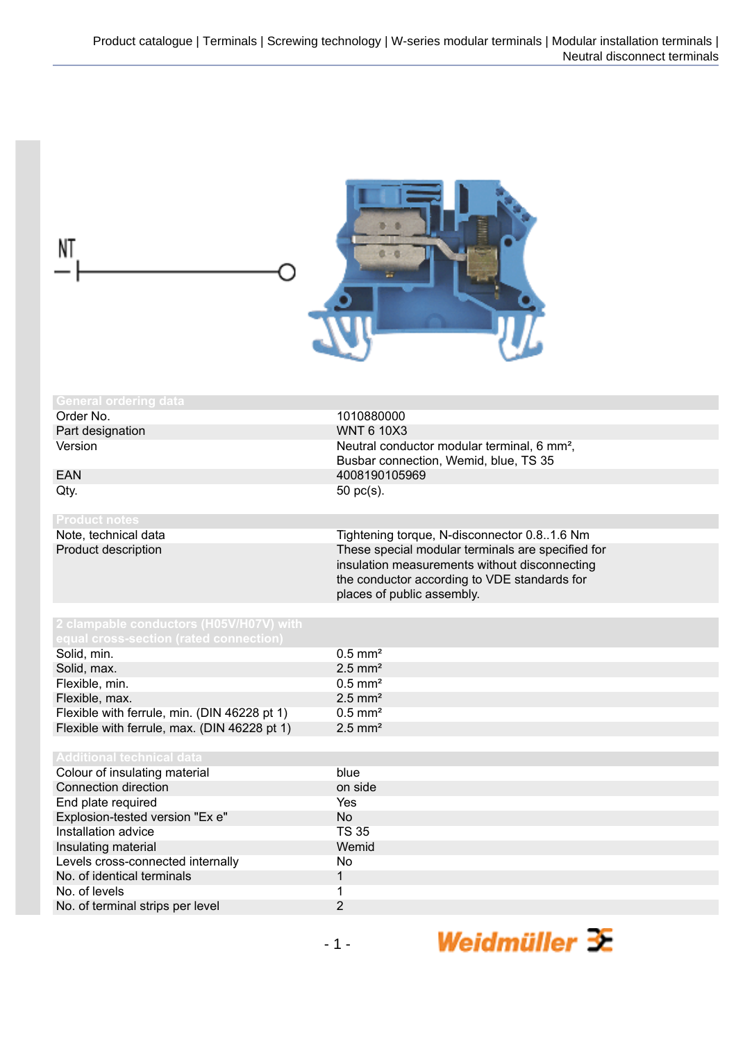Product catalogue | Terminals | Screwing technology | W-series modular terminals | Modular installation terminals | Neutral disconnect terminals

NT

| General ordering data | |
|---|---|
| Order No. | 1010880000 |
| Part designation | WNT 6 10X3 |
| Version | Neutral conductor modular terminal, 6 mm², Busbar connection, Wemid, blue, TS 35 |
| EAN | 4008190105969 |
| Qty. | 50 pc(s). |

| Product notes | |
|---|---|
| Note, technical data | Tightening torque, N-disconnector 0.8..1.6 Nm |
| Product description | These special modular terminals are specified for insulation measurements without disconnecting the conductor according to VDE standards for places of public assembly. |

| 2 clampable conductors (H05V/H07V) with equal cross-section (rated connection) | |
|---|---|
| Solid, min. | 0.5 mm² |
| Solid, max. | 2.5 mm² |
| Flexible, min. | 0.5 mm² |
| Flexible, max. | 2.5 mm² |
| Flexible with ferrule, min. (DIN 46228 pt 1) | 0.5 mm² |
| Flexible with ferrule, max. (DIN 46228 pt 1) | 2.5 mm² |

| Additional technical data | |
|---|---|
| Colour of insulating material | blue |
| Connection direction | on side |
| End plate required | Yes |
| Explosion-tested version "Ex e" | No |
| Installation advice | TS 35 |
| Insulating material | Wemid |
| Levels cross-connected internally | No |
| No. of identical terminals | 1 |
| No. of levels | 1 |
| No. of terminal strips per level | 2 |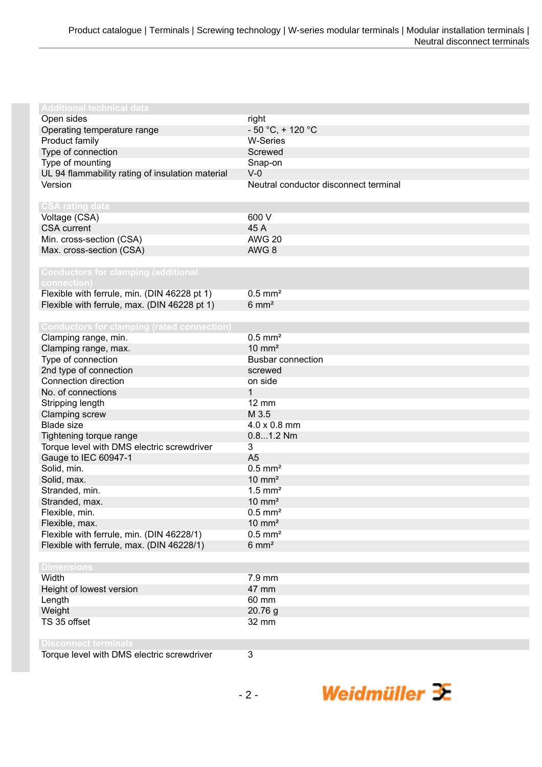| Additional technical data | |
|---|---|
| Open sides | right |
| Operating temperature range | - 50 °C, + 120 °C |
| Product family | W-Series |
| Type of connection | Screwed |
| Type of mounting | Snap-on |
| UL 94 flammability rating of insulation material | V-0 |
| Version | Neutral conductor disconnect terminal |

| CSA rating data | |
|---|---|
| Voltage (CSA) | 600 V |
| CSA current | 45 A |
| Min. cross-section (CSA) | AWG 20 |
| Max. cross-section (CSA) | AWG 8 |

| Conductors for clamping (additional connection) | |
|---|---|
| Flexible with ferrule, min. (DIN 46228 pt 1) | 0.5 mm² |
| Flexible with ferrule, max. (DIN 46228 pt 1) | 6 mm² |

| Conductors for clamping (rated connection) | |
|---|---|
| Clamping range, min. | 0.5 mm² |
| Clamping range, max. | 10 mm² |
| Type of connection | Busbar connection |
| 2nd type of connection | screwed |
| Connection direction | on side |
| No. of connections | 1 |
| Stripping length | 12 mm |
| Clamping screw | M 3.5 |
| Blade size | 4.0 x 0.8 mm |
| Tightening torque range | 0.8...1.2 Nm |
| Torque level with DMS electric screwdriver | 3 |
| Gauge to IEC 60947-1 | A5 |
| Solid, min. | 0.5 mm² |
| Solid, max. | 10 mm² |
| Stranded, min. | 1.5 mm² |
| Stranded, max. | 10 mm² |
| Flexible, min. | 0.5 mm² |
| Flexible, max. | 10 mm² |
| Flexible with ferrule, min. (DIN 46228/1) | 0.5 mm² |
| Flexible with ferrule, max. (DIN 46228/1) | 6 mm² |

| Dimensions | |
|---|---|
| Width | 7.9 mm |
| Height of lowest version | 47 mm |
| Length | 60 mm |
| Weight | 20.76 g |
| TS 35 offset | 32 mm |

| Disconnect terminals | |
|---|---|
| Torque level with DMS electric screwdriver | 3 |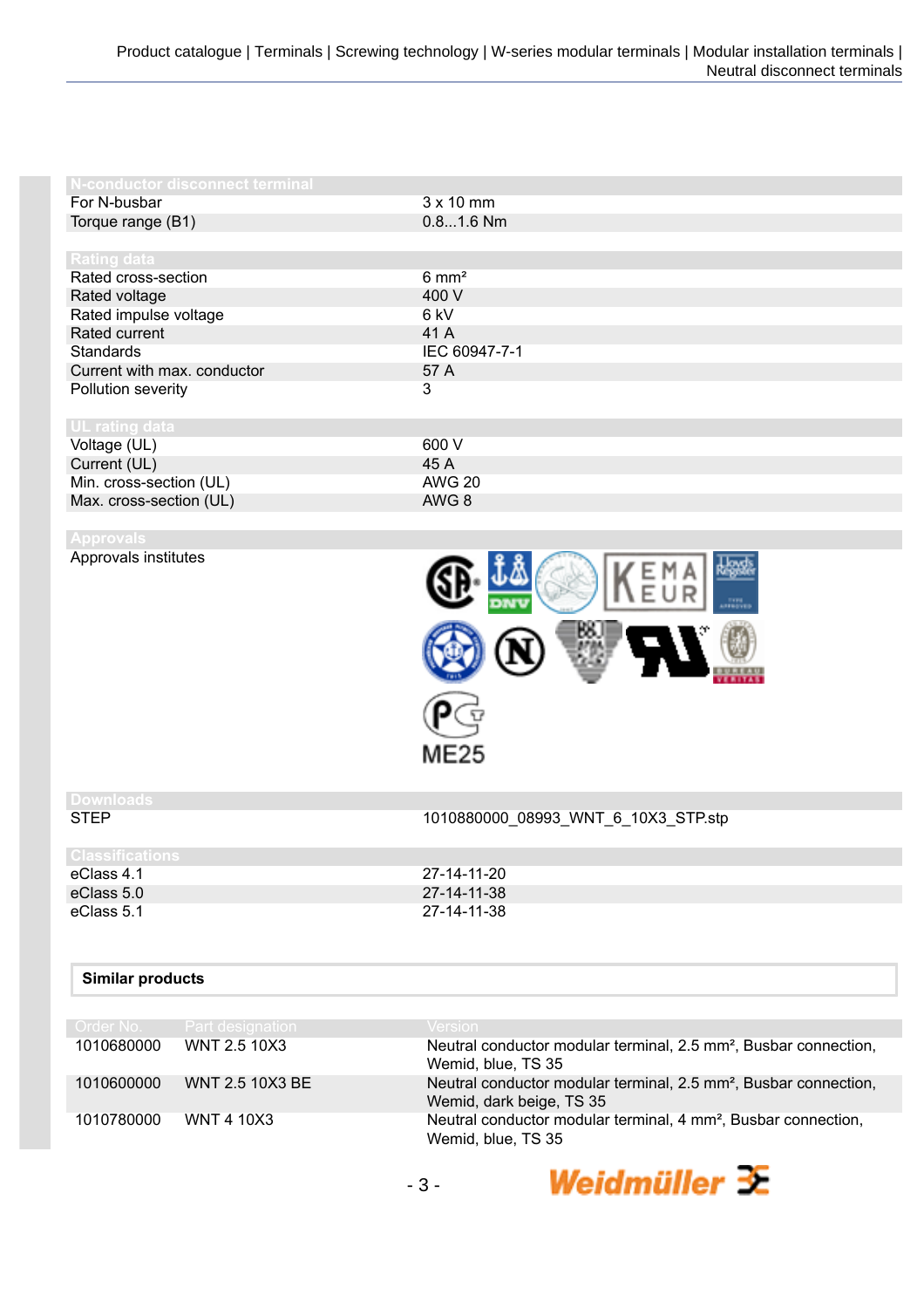## N-conductor disconnect terminal

| | |
|---|---|
| For N-busbar | 3 x 10 mm |
| Torque range (B1) | 0.8...1.6 Nm |

## Rating data

| | |
|---|---|
| Rated cross-section | 6 mm² |
| Rated voltage | 400 V |
| Rated impulse voltage | 6 kV |
| Rated current | 41 A |
| Standards | IEC 60947-7-1 |
| Current with max. conductor | 57 A |
| Pollution severity | 3 |

## UL rating data

| | |
|---|---|
| Voltage (UL) | 600 V |
| Current (UL) | 45 A |
| Min. cross-section (UL) | AWG 20 |
| Max. cross-section (UL) | AWG 8 |

## Approvals

| | |
|---|---|
| Approvals institutes | ME25 |

## Downloads

| | |
|---|---|
| STEP | 1010880000_08993_WNT_6_10X3_STP.stp |

## Classifications

| | |
|---|---|
| eClass 4.1 | 27-14-11-20 |
| eClass 5.0 | 27-14-11-38 |
| eClass 5.1 | 27-14-11-38 |

## Similar products

| Order No. | Part designation | Version |
|---|---|---|
| 1010680000 | WNT 2.5 10X3 | Neutral conductor modular terminal, 2.5 mm², Busbar connection, Wemid, blue, TS 35 |
| 1010600000 | WNT 2.5 10X3 BE | Neutral conductor modular terminal, 2.5 mm², Busbar connection, Wemid, dark beige, TS 35 |
| 1010780000 | WNT 4 10X3 | Neutral conductor modular terminal, 4 mm², Busbar connection, Wemid, blue, TS 35 |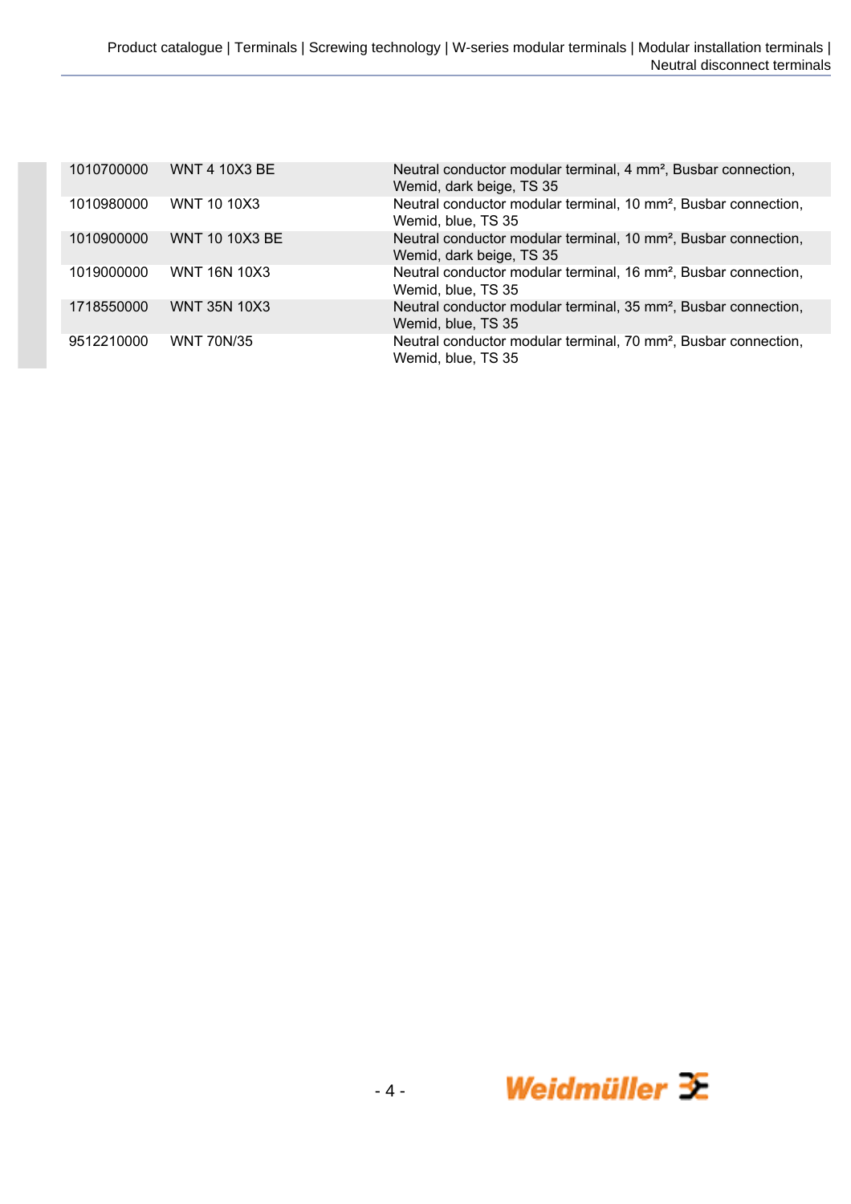| | | |
|---|---|---|
| 1010700000 | WNT 4 10X3 BE | Neutral conductor modular terminal, 4 mm², Busbar connection, Wemid, dark beige, TS 35 |
| 1010980000 | WNT 10 10X3 | Neutral conductor modular terminal, 10 mm², Busbar connection, Wemid, blue, TS 35 |
| 1010900000 | WNT 10 10X3 BE | Neutral conductor modular terminal, 10 mm², Busbar connection, Wemid, dark beige, TS 35 |
| 1019000000 | WNT 16N 10X3 | Neutral conductor modular terminal, 16 mm², Busbar connection, Wemid, blue, TS 35 |
| 1718550000 | WNT 35N 10X3 | Neutral conductor modular terminal, 35 mm², Busbar connection, Wemid, blue, TS 35 |
| 9512210000 | WNT 70N/35 | Neutral conductor modular terminal, 70 mm², Busbar connection, Wemid, blue, TS 35 |